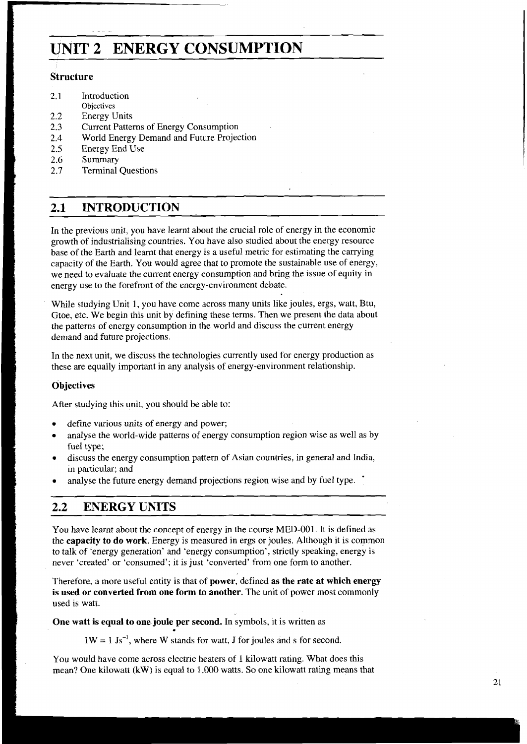# UNIT 2 ENERGY CONSUMPTION

### Structure

2.1 Introduction
  Objectives

2.2 Energy Units

2.3 Current Patterns of Energy Consumption

2.4 World Energy Demand and Future Projection

2.5 Energy End Use

2.6 Summary

2.7 Terminal Questions

## 2.1 INTRODUCTION

In the previous unit, you have learnt about the crucial role of energy in the economic growth of industrialising countries. You have also studied about the energy resource base of the Earth and learnt that energy is a useful metric for estimating the carrying capacity of the Earth. You would agree that to promote the sustainable use of energy, we need to evaluate the current energy consumption and bring the issue of equity in energy use to the forefront of the energy-environment debate.

While studying Unit 1, you have come across many units like joules, ergs, watt, Btu, Gtoe, etc. We begin this unit by defining these terms. Then we present the data about the patterns of energy consumption in the world and discuss the current energy demand and future projections.

In the next unit, we discuss the technologies currently used for energy production as these are equally important in any analysis of energy-environment relationship.

### Objectives

After studying this unit, you should be able to:

- define various units of energy and power;
- analyse the world-wide patterns of energy consumption region wise as well as by fuel type;
- discuss the energy consumption pattern of Asian countries, in general and India, in particular; and
- analyse the future energy demand projections region wise and by fuel type.

## 2.2 ENERGY UNITS

You have learnt about the concept of energy in the course MED-001. It is defined as the **capacity to do work**. Energy is measured in ergs or joules. Although it is common to talk of 'energy generation' and 'energy consumption', strictly speaking, energy is never 'created' or 'consumed'; it is just 'converted' from one form to another.

Therefore, a more useful entity is that of **power**, defined **as the rate at which energy is used or converted from one form to another**. The unit of power most commonly used is watt.

**One watt is equal to one joule per second.** In symbols, it is written as

$1W = 1\ Js^{-1}$, where W stands for watt, J for joules and s for second.

You would have come across electric heaters of 1 kilowatt rating. What does this mean? One kilowatt (kW) is equal to 1,000 watts. So one kilowatt rating means that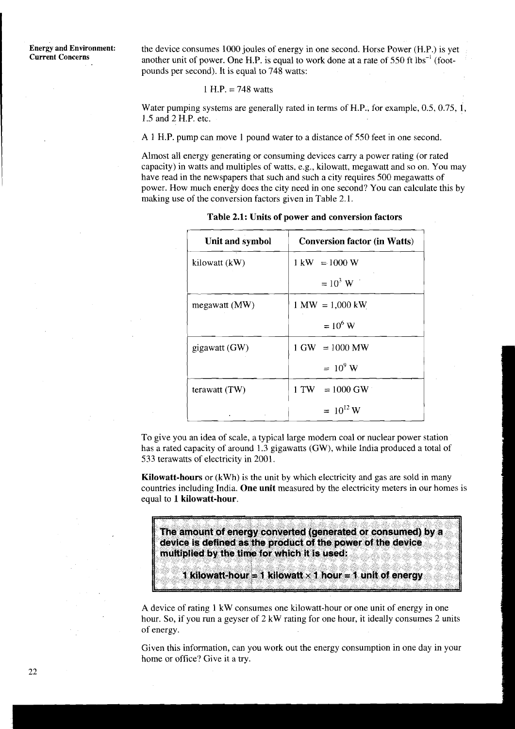the device consumes 1000 joules of energy in one second. Horse Power (H.P.) is yet another unit of power. One H.P. is equal to work done at a rate of 550 ft $lbs^{-1}$ (foot-pounds per second). It is equal to 748 watts:

1 H.P. = 748 watts

Water pumping systems are generally rated in terms of H.P., for example, 0.5, 0.75, 1, 1.5 and 2 H.P. etc.

A 1 H.P. pump can move 1 pound water to a distance of 550 feet in one second.

Almost all energy generating or consuming devices carry a power rating (or rated capacity) in watts and multiples of watts, e.g., kilowatt, megawatt and so on. You may have read in the newspapers that such and such a city requires 500 megawatts of power. How much energy does the city need in one second? You can calculate this by making use of the conversion factors given in Table 2.1.

**Table 2.1: Units of power and conversion factors**

| Unit and symbol | Conversion factor (in Watts) |
|---|---|
| kilowatt (kW) | 1 kW = 1000 W<br>= $10^3$ W |
| megawatt (MW) | 1 MW = 1,000 kW<br>= $10^6$ W |
| gigawatt (GW) | 1 GW = 1000 MW<br>= $10^9$ W |
| terawatt (TW) | 1 TW = 1000 GW<br>= $10^{12}$ W |

To give you an idea of scale, a typical large modern coal or nuclear power station has a rated capacity of around 1.3 gigawatts (GW), while India produced a total of 533 terawatts of electricity in 2001.

**Kilowatt-hours** or (kWh) is the unit by which electricity and gas are sold in many countries including India. **One unit** measured by the electricity meters in our homes is equal to **1 kilowatt-hour**.

> **The amount of energy converted (generated or consumed) by a device is defined as the product of the power of the device multiplied by the time for which it is used:**
>
> **1 kilowatt-hour = 1 kilowatt × 1 hour = 1 unit of energy**

A device of rating 1 kW consumes one kilowatt-hour or one unit of energy in one hour. So, if you run a geyser of 2 kW rating for one hour, it ideally consumes 2 units of energy.

Given this information, can you work out the energy consumption in one day in your home or office? Give it a try.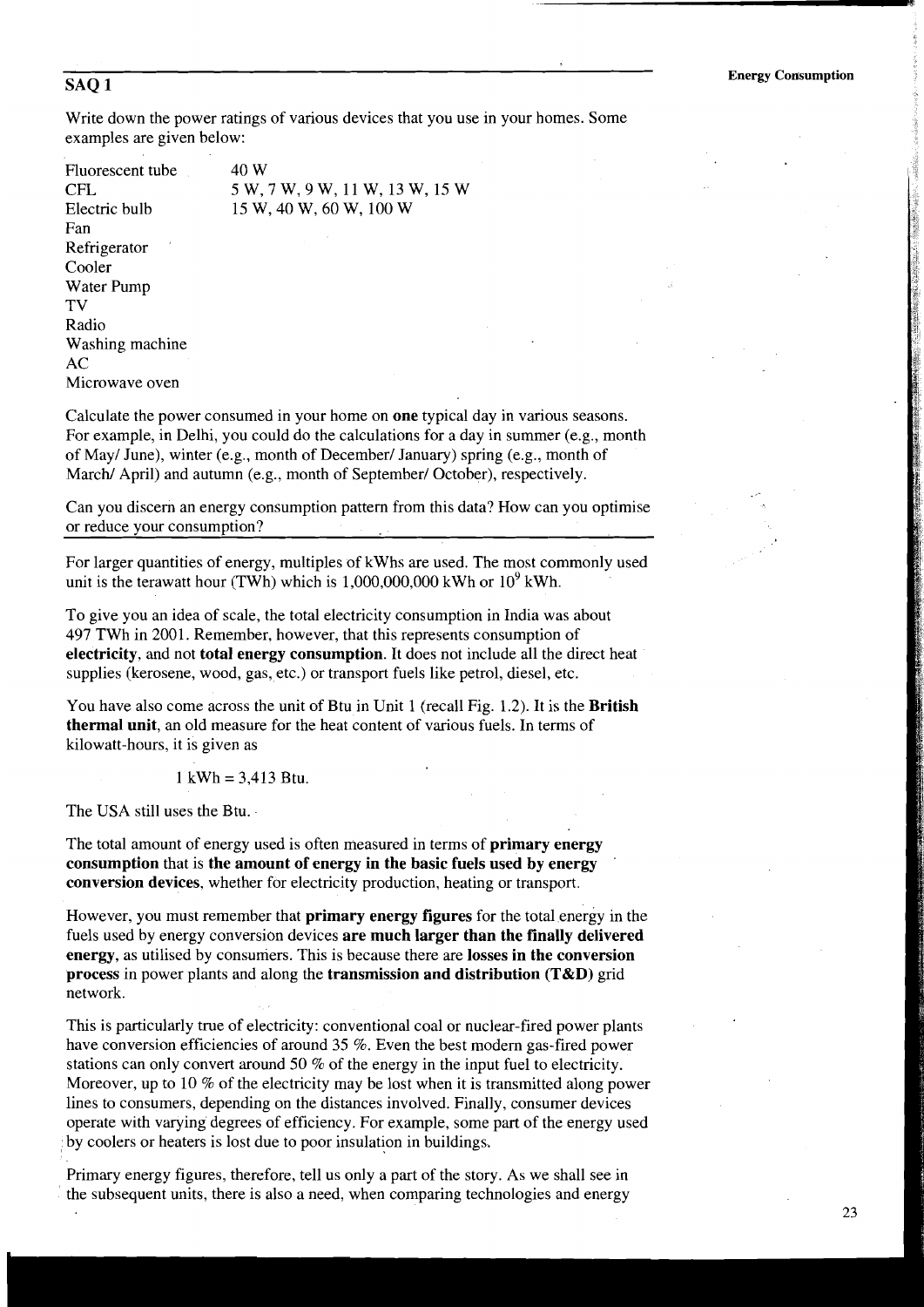## SAQ 1

Write down the power ratings of various devices that you use in your homes. Some examples are given below:

| | |
|---|---|
| Fluorescent tube | 40 W |
| CFL | 5 W, 7 W, 9 W, 11 W, 13 W, 15 W |
| Electric bulb | 15 W, 40 W, 60 W, 100 W |
| Fan | |
| Refrigerator | |
| Cooler | |
| Water Pump | |
| TV | |
| Radio | |
| Washing machine | |
| AC | |
| Microwave oven | |

Calculate the power consumed in your home on **one** typical day in various seasons. For example, in Delhi, you could do the calculations for a day in summer (e.g., month of May/ June), winter (e.g., month of December/ January) spring (e.g., month of March/ April) and autumn (e.g., month of September/ October), respectively.

Can you discern an energy consumption pattern from this data? How can you optimise or reduce your consumption?

---

For larger quantities of energy, multiples of kWhs are used. The most commonly used unit is the terawatt hour (TWh) which is 1,000,000,000 kWh or $10^9$ kWh.

To give you an idea of scale, the total electricity consumption in India was about 497 TWh in 2001. Remember, however, that this represents consumption of **electricity**, and not **total energy consumption**. It does not include all the direct heat supplies (kerosene, wood, gas, etc.) or transport fuels like petrol, diesel, etc.

You have also come across the unit of Btu in Unit 1 (recall Fig. 1.2). It is the **British thermal unit**, an old measure for the heat content of various fuels. In terms of kilowatt-hours, it is given as

$$1 \text{ kWh} = 3{,}413 \text{ Btu}.$$

The USA still uses the Btu.

The total amount of energy used is often measured in terms of **primary energy consumption** that is **the amount of energy in the basic fuels used by energy conversion devices**, whether for electricity production, heating or transport.

However, you must remember that **primary energy figures** for the total energy in the fuels used by energy conversion devices **are much larger than the finally delivered energy**, as utilised by consumers. This is because there are **losses in the conversion process** in power plants and along the **transmission and distribution (T&D)** grid network.

This is particularly true of electricity: conventional coal or nuclear-fired power plants have conversion efficiencies of around 35 %. Even the best modern gas-fired power stations can only convert around 50 % of the energy in the input fuel to electricity. Moreover, up to 10 % of the electricity may be lost when it is transmitted along power lines to consumers, depending on the distances involved. Finally, consumer devices operate with varying degrees of efficiency. For example, some part of the energy used by coolers or heaters is lost due to poor insulation in buildings.

Primary energy figures, therefore, tell us only a part of the story. As we shall see in the subsequent units, there is also a need, when comparing technologies and energy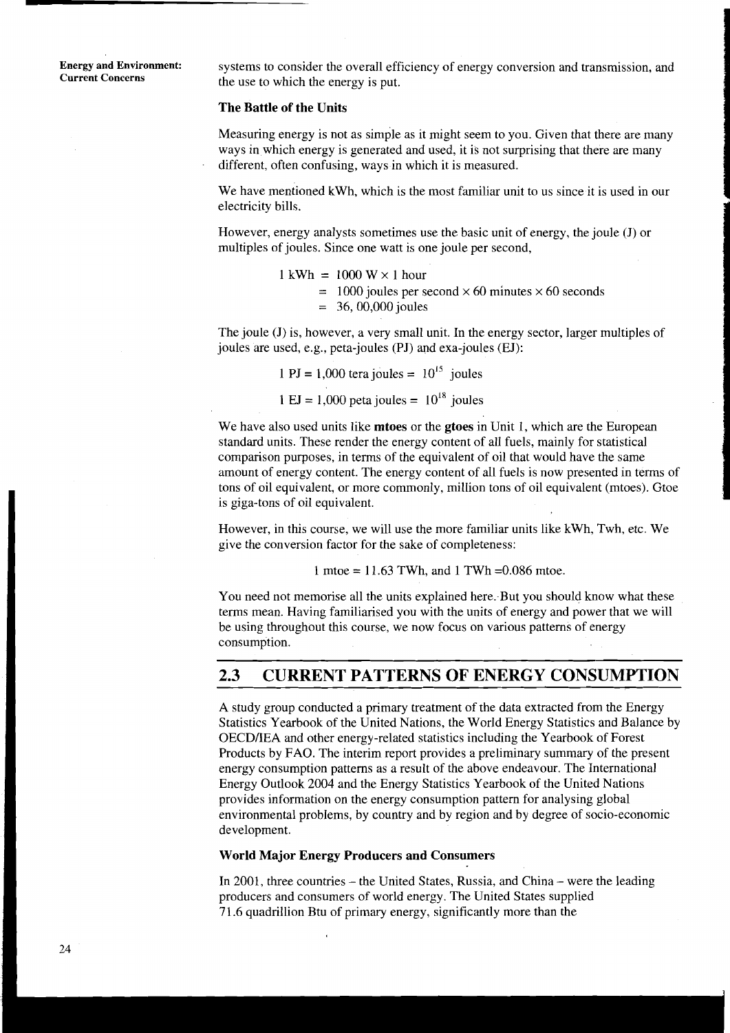systems to consider the overall efficiency of energy conversion and transmission, and the use to which the energy is put.

### The Battle of the Units

Measuring energy is not as simple as it might seem to you. Given that there are many ways in which energy is generated and used, it is not surprising that there are many different, often confusing, ways in which it is measured.

We have mentioned kWh, which is the most familiar unit to us since it is used in our electricity bills.

However, energy analysts sometimes use the basic unit of energy, the joule (J) or multiples of joules. Since one watt is one joule per second,

$$
\begin{aligned}
1 \text{ kWh} &= 1000 \text{ W} \times 1 \text{ hour} \\
&= 1000 \text{ joules per second} \times 60 \text{ minutes} \times 60 \text{ seconds} \\
&= 36,00,000 \text{ joules}
\end{aligned}
$$

The joule (J) is, however, a very small unit. In the energy sector, larger multiples of joules are used, e.g., peta-joules (PJ) and exa-joules (EJ):

$$1 \text{ PJ} = 1,000 \text{ tera joules} = 10^{15} \text{ joules}$$

$$1 \text{ EJ} = 1,000 \text{ peta joules} = 10^{18} \text{ joules}$$

We have also used units like **mtoes** or the **gtoes** in Unit 1, which are the European standard units. These render the energy content of all fuels, mainly for statistical comparison purposes, in terms of the equivalent of oil that would have the same amount of energy content. The energy content of all fuels is now presented in terms of tons of oil equivalent, or more commonly, million tons of oil equivalent (mtoes). Gtoe is giga-tons of oil equivalent.

However, in this course, we will use the more familiar units like kWh, Twh, etc. We give the conversion factor for the sake of completeness:

$$1 \text{ mtoe} = 11.63 \text{ TWh, and } 1 \text{ TWh} = 0.086 \text{ mtoe.}$$

You need not memorise all the units explained here. But you should know what these terms mean. Having familiarised you with the units of energy and power that we will be using throughout this course, we now focus on various patterns of energy consumption.

## 2.3 CURRENT PATTERNS OF ENERGY CONSUMPTION

A study group conducted a primary treatment of the data extracted from the Energy Statistics Yearbook of the United Nations, the World Energy Statistics and Balance by OECD/IEA and other energy-related statistics including the Yearbook of Forest Products by FAO. The interim report provides a preliminary summary of the present energy consumption patterns as a result of the above endeavour. The International Energy Outlook 2004 and the Energy Statistics Yearbook of the United Nations provides information on the energy consumption pattern for analysing global environmental problems, by country and by region and by degree of socio-economic development.

### World Major Energy Producers and Consumers

In 2001, three countries – the United States, Russia, and China – were the leading producers and consumers of world energy. The United States supplied 71.6 quadrillion Btu of primary energy, significantly more than the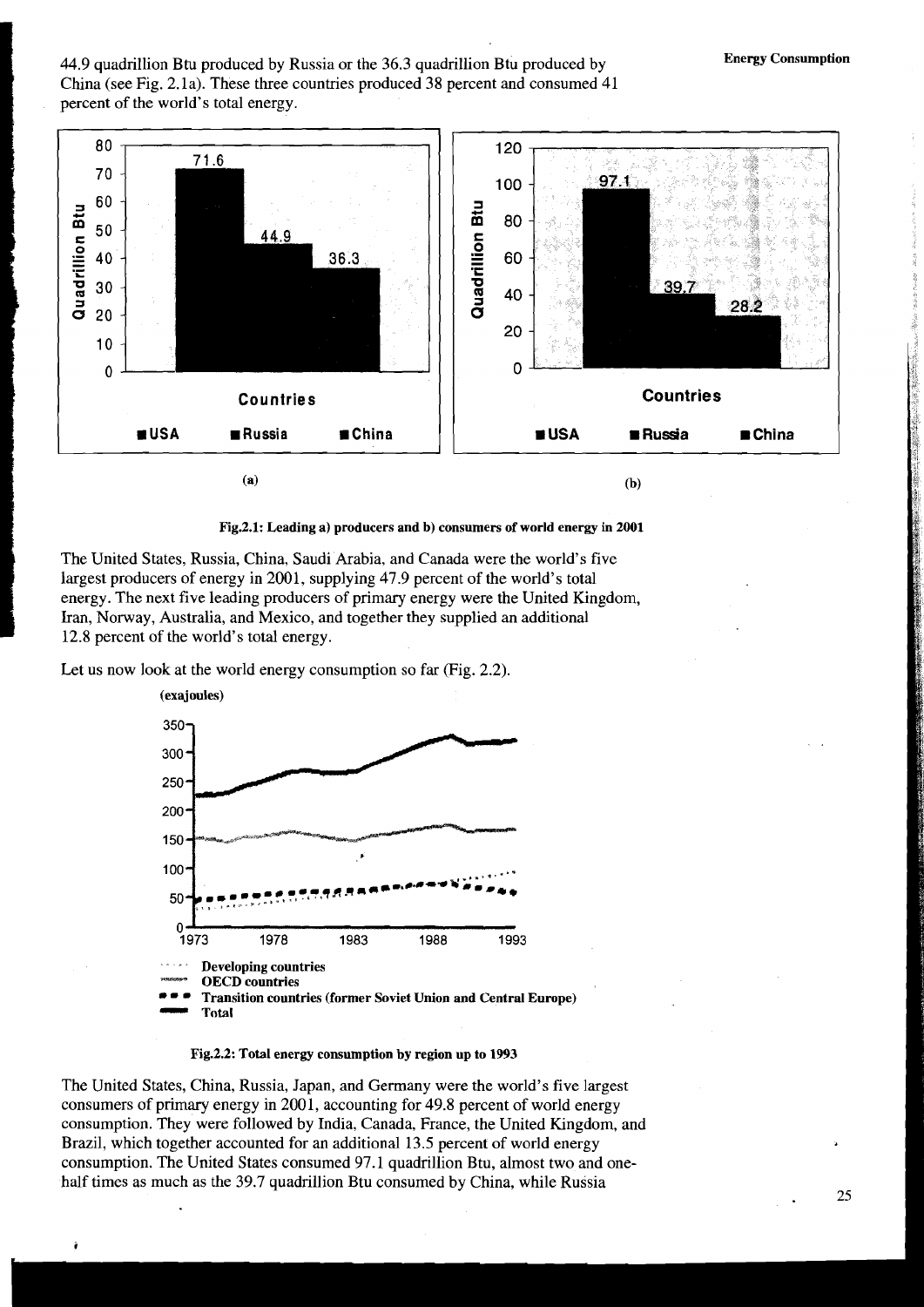44.9 quadrillion Btu produced by Russia or the 36.3 quadrillion Btu produced by China (see Fig. 2.1a). These three countries produced 38 percent and consumed 41 percent of the world's total energy.

**Fig.2.1: Leading a) producers and b) consumers of world energy in 2001**

The United States, Russia, China, Saudi Arabia, and Canada were the world's five largest producers of energy in 2001, supplying 47.9 percent of the world's total energy. The next five leading producers of primary energy were the United Kingdom, Iran, Norway, Australia, and Mexico, and together they supplied an additional 12.8 percent of the world's total energy.

Let us now look at the world energy consumption so far (Fig. 2.2).

**Fig.2.2: Total energy consumption by region up to 1993**

The United States, China, Russia, Japan, and Germany were the world's five largest consumers of primary energy in 2001, accounting for 49.8 percent of world energy consumption. They were followed by India, Canada, France, the United Kingdom, and Brazil, which together accounted for an additional 13.5 percent of world energy consumption. The United States consumed 97.1 quadrillion Btu, almost two and one-half times as much as the 39.7 quadrillion Btu consumed by China, while Russia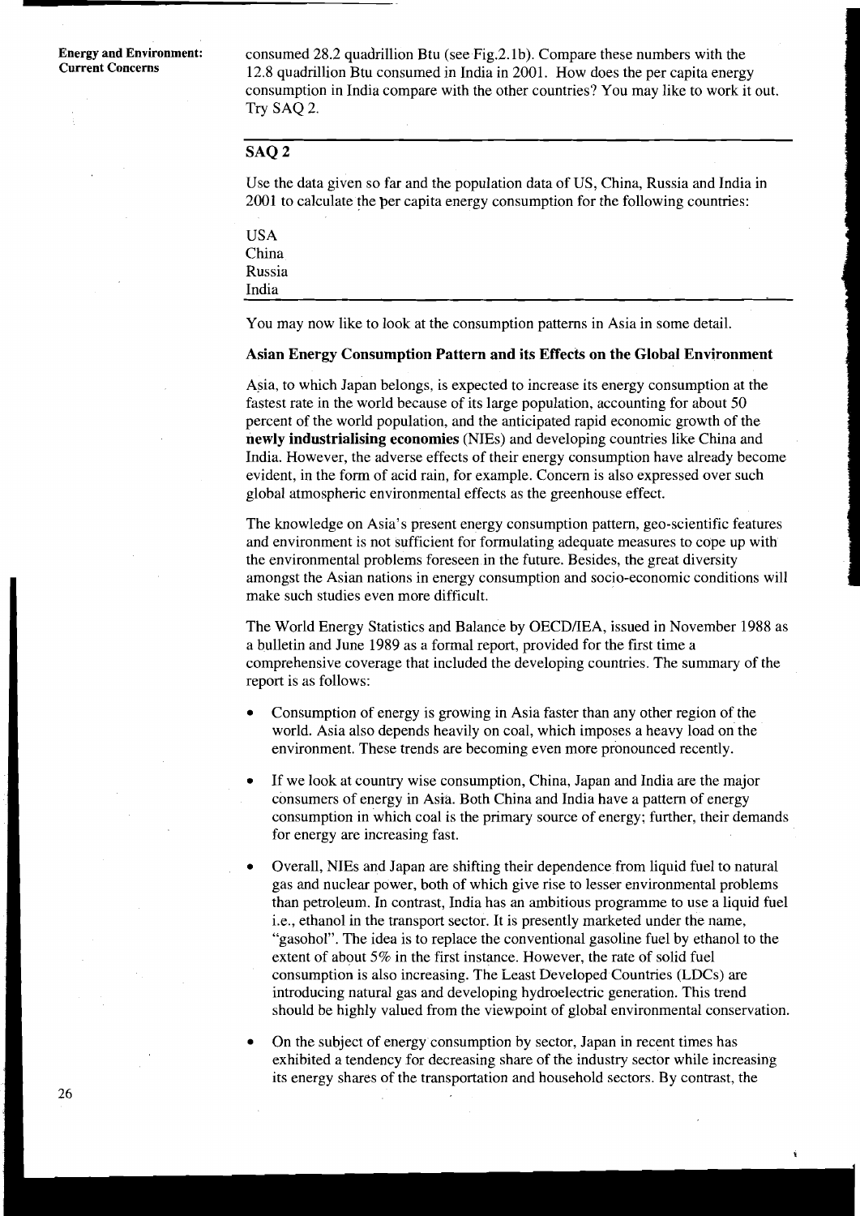consumed 28.2 quadrillion Btu (see Fig.2.1b). Compare these numbers with the 12.8 quadrillion Btu consumed in India in 2001. How does the per capita energy consumption in India compare with the other countries? You may like to work it out. Try SAQ 2.

## SAQ 2

Use the data given so far and the population data of US, China, Russia and India in 2001 to calculate the per capita energy consumption for the following countries:

USA
China
Russia
India

You may now like to look at the consumption patterns in Asia in some detail.

### Asian Energy Consumption Pattern and its Effects on the Global Environment

Asia, to which Japan belongs, is expected to increase its energy consumption at the fastest rate in the world because of its large population, accounting for about 50 percent of the world population, and the anticipated rapid economic growth of the **newly industrialising economies** (NIEs) and developing countries like China and India. However, the adverse effects of their energy consumption have already become evident, in the form of acid rain, for example. Concern is also expressed over such global atmospheric environmental effects as the greenhouse effect.

The knowledge on Asia's present energy consumption pattern, geo-scientific features and environment is not sufficient for formulating adequate measures to cope up with the environmental problems foreseen in the future. Besides, the great diversity amongst the Asian nations in energy consumption and socio-economic conditions will make such studies even more difficult.

The World Energy Statistics and Balance by OECD/IEA, issued in November 1988 as a bulletin and June 1989 as a formal report, provided for the first time a comprehensive coverage that included the developing countries. The summary of the report is as follows:

- Consumption of energy is growing in Asia faster than any other region of the world. Asia also depends heavily on coal, which imposes a heavy load on the environment. These trends are becoming even more pronounced recently.
- If we look at country wise consumption, China, Japan and India are the major consumers of energy in Asia. Both China and India have a pattern of energy consumption in which coal is the primary source of energy; further, their demands for energy are increasing fast.
- Overall, NIEs and Japan are shifting their dependence from liquid fuel to natural gas and nuclear power, both of which give rise to lesser environmental problems than petroleum. In contrast, India has an ambitious programme to use a liquid fuel i.e., ethanol in the transport sector. It is presently marketed under the name, "gasohol". The idea is to replace the conventional gasoline fuel by ethanol to the extent of about 5% in the first instance. However, the rate of solid fuel consumption is also increasing. The Least Developed Countries (LDCs) are introducing natural gas and developing hydroelectric generation. This trend should be highly valued from the viewpoint of global environmental conservation.
- On the subject of energy consumption by sector, Japan in recent times has exhibited a tendency for decreasing share of the industry sector while increasing its energy shares of the transportation and household sectors. By contrast, the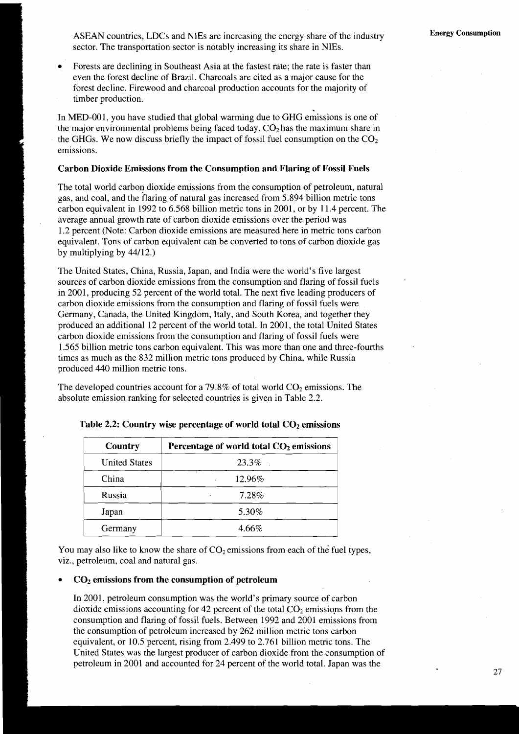ASEAN countries, LDCs and NIEs are increasing the energy share of the industry sector. The transportation sector is notably increasing its share in NIEs.

- Forests are declining in Southeast Asia at the fastest rate; the rate is faster than even the forest decline of Brazil. Charcoals are cited as a major cause for the forest decline. Firewood and charcoal production accounts for the majority of timber production.

In MED-001, you have studied that global warming due to GHG emissions is one of the major environmental problems being faced today. $CO_2$ has the maximum share in the GHGs. We now discuss briefly the impact of fossil fuel consumption on the $CO_2$ emissions.

### Carbon Dioxide Emissions from the Consumption and Flaring of Fossil Fuels

The total world carbon dioxide emissions from the consumption of petroleum, natural gas, and coal, and the flaring of natural gas increased from 5.894 billion metric tons carbon equivalent in 1992 to 6.568 billion metric tons in 2001, or by 11.4 percent. The average annual growth rate of carbon dioxide emissions over the period was 1.2 percent (Note: Carbon dioxide emissions are measured here in metric tons carbon equivalent. Tons of carbon equivalent can be converted to tons of carbon dioxide gas by multiplying by 44/12.)

The United States, China, Russia, Japan, and India were the world's five largest sources of carbon dioxide emissions from the consumption and flaring of fossil fuels in 2001, producing 52 percent of the world total. The next five leading producers of carbon dioxide emissions from the consumption and flaring of fossil fuels were Germany, Canada, the United Kingdom, Italy, and South Korea, and together they produced an additional 12 percent of the world total. In 2001, the total United States carbon dioxide emissions from the consumption and flaring of fossil fuels were 1.565 billion metric tons carbon equivalent. This was more than one and three-fourths times as much as the 832 million metric tons produced by China, while Russia produced 440 million metric tons.

The developed countries account for a 79.8% of total world $CO_2$ emissions. The absolute emission ranking for selected countries is given in Table 2.2.

**Table 2.2: Country wise percentage of world total $CO_2$ emissions**

| Country | Percentage of world total $CO_2$ emissions |
|---|---|
| United States | 23.3% |
| China | 12.96% |
| Russia | 7.28% |
| Japan | 5.30% |
| Germany | 4.66% |

You may also like to know the share of $CO_2$ emissions from each of the fuel types, viz., petroleum, coal and natural gas.

- **$CO_2$ emissions from the consumption of petroleum**

  In 2001, petroleum consumption was the world's primary source of carbon dioxide emissions accounting for 42 percent of the total $CO_2$ emissions from the consumption and flaring of fossil fuels. Between 1992 and 2001 emissions from the consumption of petroleum increased by 262 million metric tons carbon equivalent, or 10.5 percent, rising from 2.499 to 2.761 billion metric tons. The United States was the largest producer of carbon dioxide from the consumption of petroleum in 2001 and accounted for 24 percent of the world total. Japan was the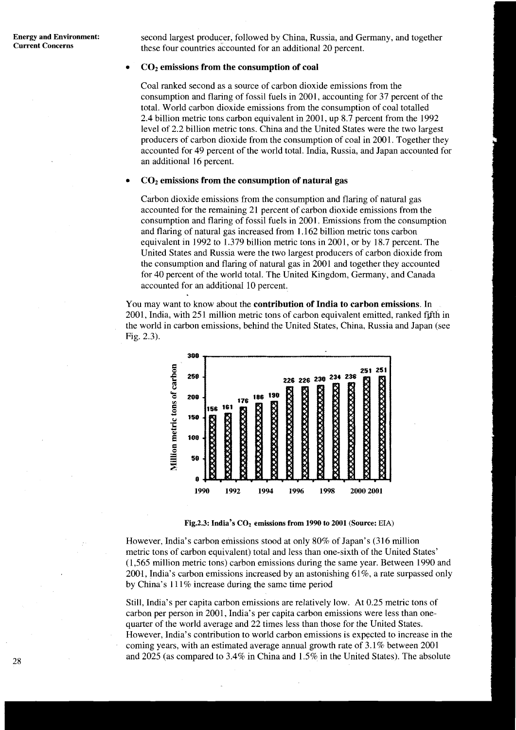second largest producer, followed by China, Russia, and Germany, and together these four countries accounted for an additional 20 percent.

- **$CO_2$ emissions from the consumption of coal**

  Coal ranked second as a source of carbon dioxide emissions from the consumption and flaring of fossil fuels in 2001, accounting for 37 percent of the total. World carbon dioxide emissions from the consumption of coal totalled 2.4 billion metric tons carbon equivalent in 2001, up 8.7 percent from the 1992 level of 2.2 billion metric tons. China and the United States were the two largest producers of carbon dioxide from the consumption of coal in 2001. Together they accounted for 49 percent of the world total. India, Russia, and Japan accounted for an additional 16 percent.

- **$CO_2$ emissions from the consumption of natural gas**

  Carbon dioxide emissions from the consumption and flaring of natural gas accounted for the remaining 21 percent of carbon dioxide emissions from the consumption and flaring of fossil fuels in 2001. Emissions from the consumption and flaring of natural gas increased from 1.162 billion metric tons carbon equivalent in 1992 to 1.379 billion metric tons in 2001, or by 18.7 percent. The United States and Russia were the two largest producers of carbon dioxide from the consumption and flaring of natural gas in 2001 and together they accounted for 40 percent of the world total. The United Kingdom, Germany, and Canada accounted for an additional 10 percent.

You may want to know about the **contribution of India to carbon emissions**. In 2001, India, with 251 million metric tons of carbon equivalent emitted, ranked fifth in the world in carbon emissions, behind the United States, China, Russia and Japan (see Fig. 2.3).

| Year | Million metric tons of carbon |
|---|---|
| 1990 | 156 |
| 1991 | 161 |
| 1992 | 176 |
| 1993 | 186 |
| 1994 | 190 |
| 1995 | 226 |
| 1996 | 226 |
| 1997 | 230 |
| 1998 | 234 |
| 1999 | 236 |
| 2000 | 251 |
| 2001 | 251 |

**Fig.2.3: India's $CO_2$ emissions from 1990 to 2001 (Source:** EIA)

However, India's carbon emissions stood at only 80% of Japan's (316 million metric tons of carbon equivalent) total and less than one-sixth of the United States' (1,565 million metric tons) carbon emissions during the same year. Between 1990 and 2001, India's carbon emissions increased by an astonishing 61%, a rate surpassed only by China's 111% increase during the same time period

Still, India's per capita carbon emissions are relatively low. At 0.25 metric tons of carbon per person in 2001, India's per capita carbon emissions were less than one-quarter of the world average and 22 times less than those for the United States. However, India's contribution to world carbon emissions is expected to increase in the coming years, with an estimated average annual growth rate of 3.1% between 2001 and 2025 (as compared to 3.4% in China and 1.5% in the United States). The absolute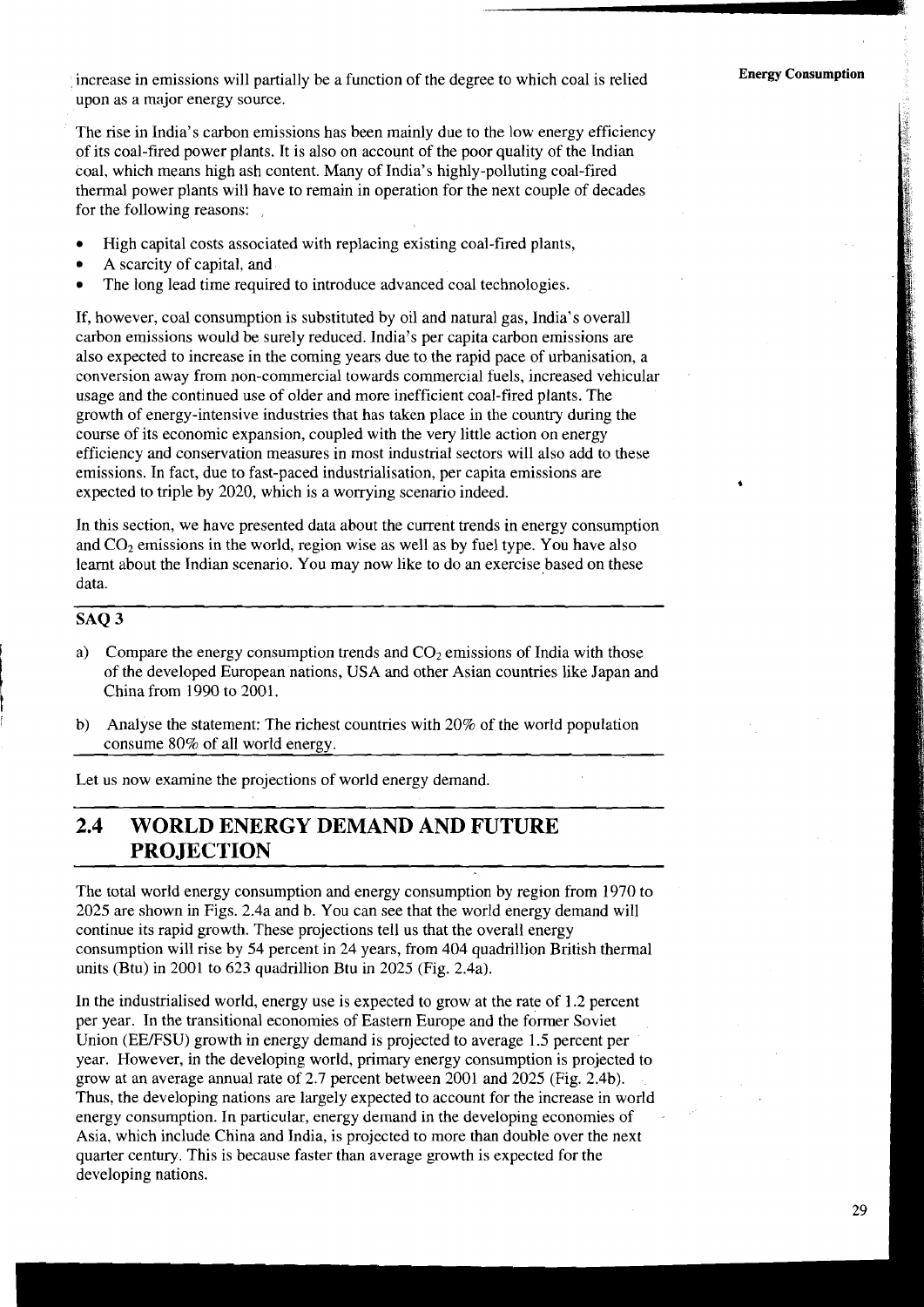increase in emissions will partially be a function of the degree to which coal is relied upon as a major energy source.

The rise in India's carbon emissions has been mainly due to the low energy efficiency of its coal-fired power plants. It is also on account of the poor quality of the Indian coal, which means high ash content. Many of India's highly-polluting coal-fired thermal power plants will have to remain in operation for the next couple of decades for the following reasons:

- High capital costs associated with replacing existing coal-fired plants,
- A scarcity of capital, and
- The long lead time required to introduce advanced coal technologies.

If, however, coal consumption is substituted by oil and natural gas, India's overall carbon emissions would be surely reduced. India's per capita carbon emissions are also expected to increase in the coming years due to the rapid pace of urbanisation, a conversion away from non-commercial towards commercial fuels, increased vehicular usage and the continued use of older and more inefficient coal-fired plants. The growth of energy-intensive industries that has taken place in the country during the course of its economic expansion, coupled with the very little action on energy efficiency and conservation measures in most industrial sectors will also add to these emissions. In fact, due to fast-paced industrialisation, per capita emissions are expected to triple by 2020, which is a worrying scenario indeed.

In this section, we have presented data about the current trends in energy consumption and $CO_2$ emissions in the world, region wise as well as by fuel type. You have also learnt about the Indian scenario. You may now like to do an exercise based on these data.

### SAQ 3

a) Compare the energy consumption trends and $CO_2$ emissions of India with those of the developed European nations, USA and other Asian countries like Japan and China from 1990 to 2001.

b) Analyse the statement: The richest countries with 20% of the world population consume 80% of all world energy.

Let us now examine the projections of world energy demand.

## 2.4 WORLD ENERGY DEMAND AND FUTURE PROJECTION

The total world energy consumption and energy consumption by region from 1970 to 2025 are shown in Figs. 2.4a and b. You can see that the world energy demand will continue its rapid growth. These projections tell us that the overall energy consumption will rise by 54 percent in 24 years, from 404 quadrillion British thermal units (Btu) in 2001 to 623 quadrillion Btu in 2025 (Fig. 2.4a).

In the industrialised world, energy use is expected to grow at the rate of 1.2 percent per year. In the transitional economies of Eastern Europe and the former Soviet Union (EE/FSU) growth in energy demand is projected to average 1.5 percent per year. However, in the developing world, primary energy consumption is projected to grow at an average annual rate of 2.7 percent between 2001 and 2025 (Fig. 2.4b). Thus, the developing nations are largely expected to account for the increase in world energy consumption. In particular, energy demand in the developing economies of Asia, which include China and India, is projected to more than double over the next quarter century. This is because faster than average growth is expected for the developing nations.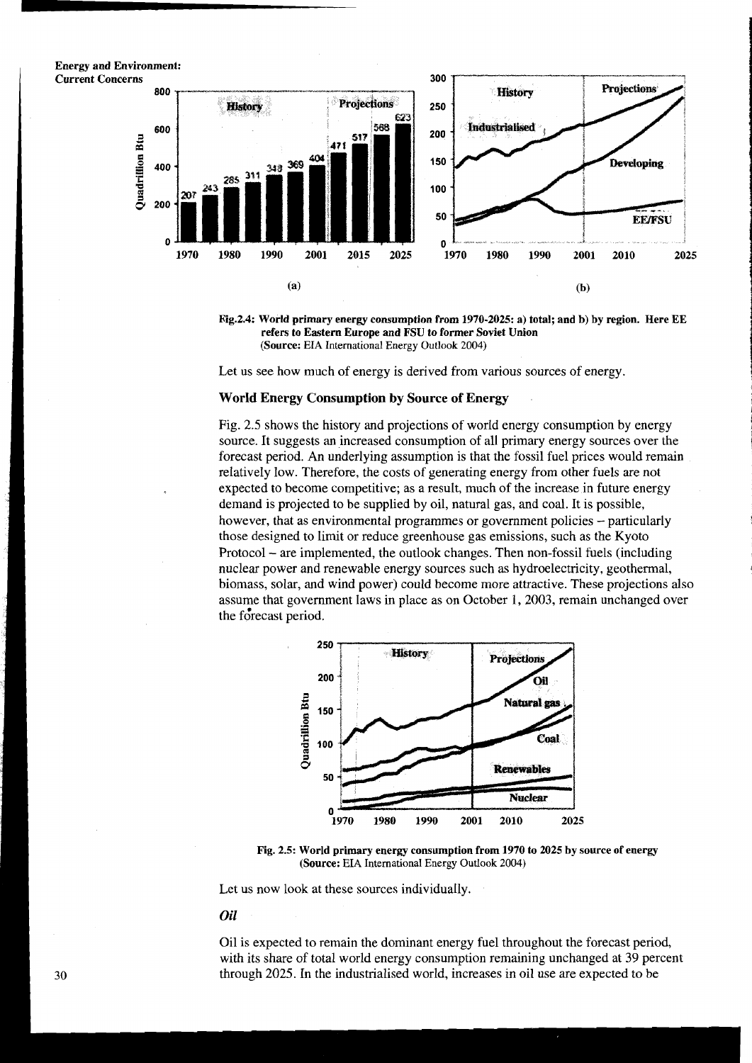Fig.2.4: World primary energy consumption from 1970-2025: a) total; and b) by region. Here EE refers to Eastern Europe and FSU to former Soviet Union
(Source: EIA International Energy Outlook 2004)

Let us see how much of energy is derived from various sources of energy.

### World Energy Consumption by Source of Energy

Fig. 2.5 shows the history and projections of world energy consumption by energy source. It suggests an increased consumption of all primary energy sources over the forecast period. An underlying assumption is that the fossil fuel prices would remain relatively low. Therefore, the costs of generating energy from other fuels are not expected to become competitive; as a result, much of the increase in future energy demand is projected to be supplied by oil, natural gas, and coal. It is possible, however, that as environmental programmes or government policies – particularly those designed to limit or reduce greenhouse gas emissions, such as the Kyoto Protocol – are implemented, the outlook changes. Then non-fossil fuels (including nuclear power and renewable energy sources such as hydroelectricity, geothermal, biomass, solar, and wind power) could become more attractive. These projections also assume that government laws in place as on October 1, 2003, remain unchanged over the forecast period.

Fig. 2.5: World primary energy consumption from 1970 to 2025 by source of energy
(Source: EIA International Energy Outlook 2004)

Let us now look at these sources individually.

#### *Oil*

Oil is expected to remain the dominant energy fuel throughout the forecast period, with its share of total world energy consumption remaining unchanged at 39 percent through 2025. In the industrialised world, increases in oil use are expected to be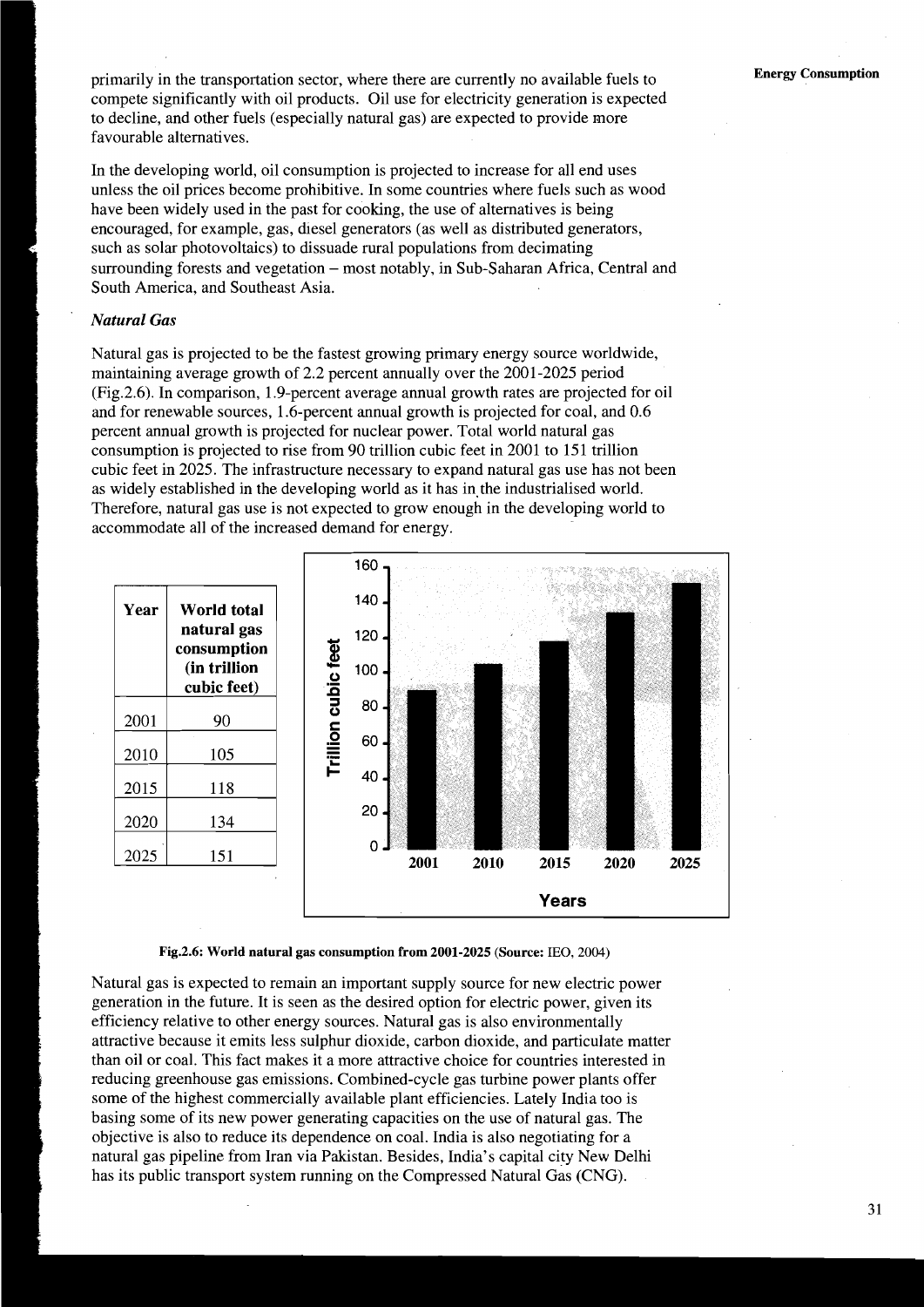primarily in the transportation sector, where there are currently no available fuels to compete significantly with oil products. Oil use for electricity generation is expected to decline, and other fuels (especially natural gas) are expected to provide more favourable alternatives.

In the developing world, oil consumption is projected to increase for all end uses unless the oil prices become prohibitive. In some countries where fuels such as wood have been widely used in the past for cooking, the use of alternatives is being encouraged, for example, gas, diesel generators (as well as distributed generators, such as solar photovoltaics) to dissuade rural populations from decimating surrounding forests and vegetation – most notably, in Sub-Saharan Africa, Central and South America, and Southeast Asia.

### *Natural Gas*

Natural gas is projected to be the fastest growing primary energy source worldwide, maintaining average growth of 2.2 percent annually over the 2001-2025 period (Fig.2.6). In comparison, 1.9-percent average annual growth rates are projected for oil and for renewable sources, 1.6-percent annual growth is projected for coal, and 0.6 percent annual growth is projected for nuclear power. Total world natural gas consumption is projected to rise from 90 trillion cubic feet in 2001 to 151 trillion cubic feet in 2025. The infrastructure necessary to expand natural gas use has not been as widely established in the developing world as it has in the industrialised world. Therefore, natural gas use is not expected to grow enough in the developing world to accommodate all of the increased demand for energy.

| Year | World total natural gas consumption (in trillion cubic feet) |
|---|---|
| 2001 | 90 |
| 2010 | 105 |
| 2015 | 118 |
| 2020 | 134 |
| 2025 | 151 |

**Fig.2.6: World natural gas consumption from 2001-2025 (Source:** IEO, 2004)

Natural gas is expected to remain an important supply source for new electric power generation in the future. It is seen as the desired option for electric power, given its efficiency relative to other energy sources. Natural gas is also environmentally attractive because it emits less sulphur dioxide, carbon dioxide, and particulate matter than oil or coal. This fact makes it a more attractive choice for countries interested in reducing greenhouse gas emissions. Combined-cycle gas turbine power plants offer some of the highest commercially available plant efficiencies. Lately India too is basing some of its new power generating capacities on the use of natural gas. The objective is also to reduce its dependence on coal. India is also negotiating for a natural gas pipeline from Iran via Pakistan. Besides, India's capital city New Delhi has its public transport system running on the Compressed Natural Gas (CNG).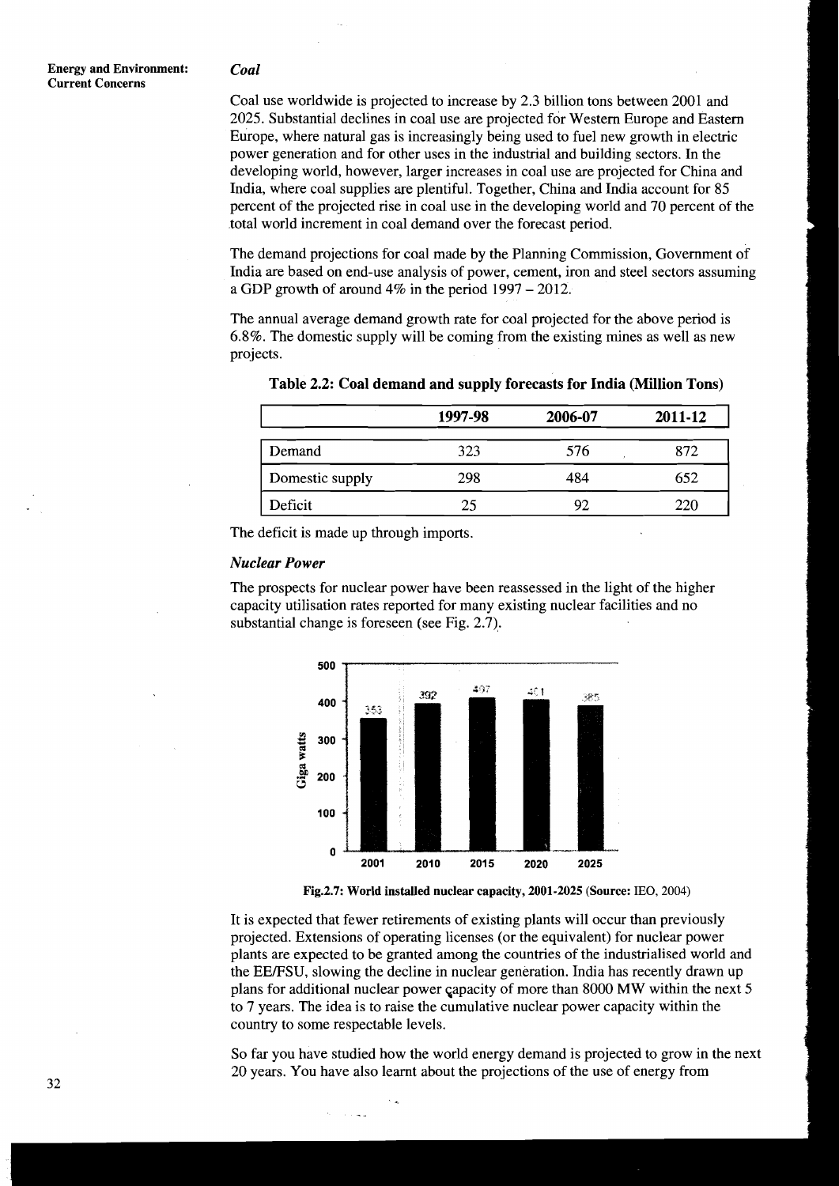### *Coal*

Coal use worldwide is projected to increase by 2.3 billion tons between 2001 and 2025. Substantial declines in coal use are projected for Western Europe and Eastern Europe, where natural gas is increasingly being used to fuel new growth in electric power generation and for other uses in the industrial and building sectors. In the developing world, however, larger increases in coal use are projected for China and India, where coal supplies are plentiful. Together, China and India account for 85 percent of the projected rise in coal use in the developing world and 70 percent of the total world increment in coal demand over the forecast period.

The demand projections for coal made by the Planning Commission, Government of India are based on end-use analysis of power, cement, iron and steel sectors assuming a GDP growth of around 4% in the period 1997 – 2012.

The annual average demand growth rate for coal projected for the above period is 6.8%. The domestic supply will be coming from the existing mines as well as new projects.

**Table 2.2: Coal demand and supply forecasts for India (Million Tons)**

| | 1997-98 | 2006-07 | 2011-12 |
|---|---|---|---|
| Demand | 323 | 576 | 872 |
| Domestic supply | 298 | 484 | 652 |
| Deficit | 25 | 92 | 220 |

The deficit is made up through imports.

### *Nuclear Power*

The prospects for nuclear power have been reassessed in the light of the higher capacity utilisation rates reported for many existing nuclear facilities and no substantial change is foreseen (see Fig. 2.7).

**Fig.2.7: World installed nuclear capacity, 2001-2025 (Source:** IEO, 2004)

It is expected that fewer retirements of existing plants will occur than previously projected. Extensions of operating licenses (or the equivalent) for nuclear power plants are expected to be granted among the countries of the industrialised world and the EE/FSU, slowing the decline in nuclear generation. India has recently drawn up plans for additional nuclear power capacity of more than 8000 MW within the next 5 to 7 years. The idea is to raise the cumulative nuclear power capacity within the country to some respectable levels.

So far you have studied how the world energy demand is projected to grow in the next 20 years. You have also learnt about the projections of the use of energy from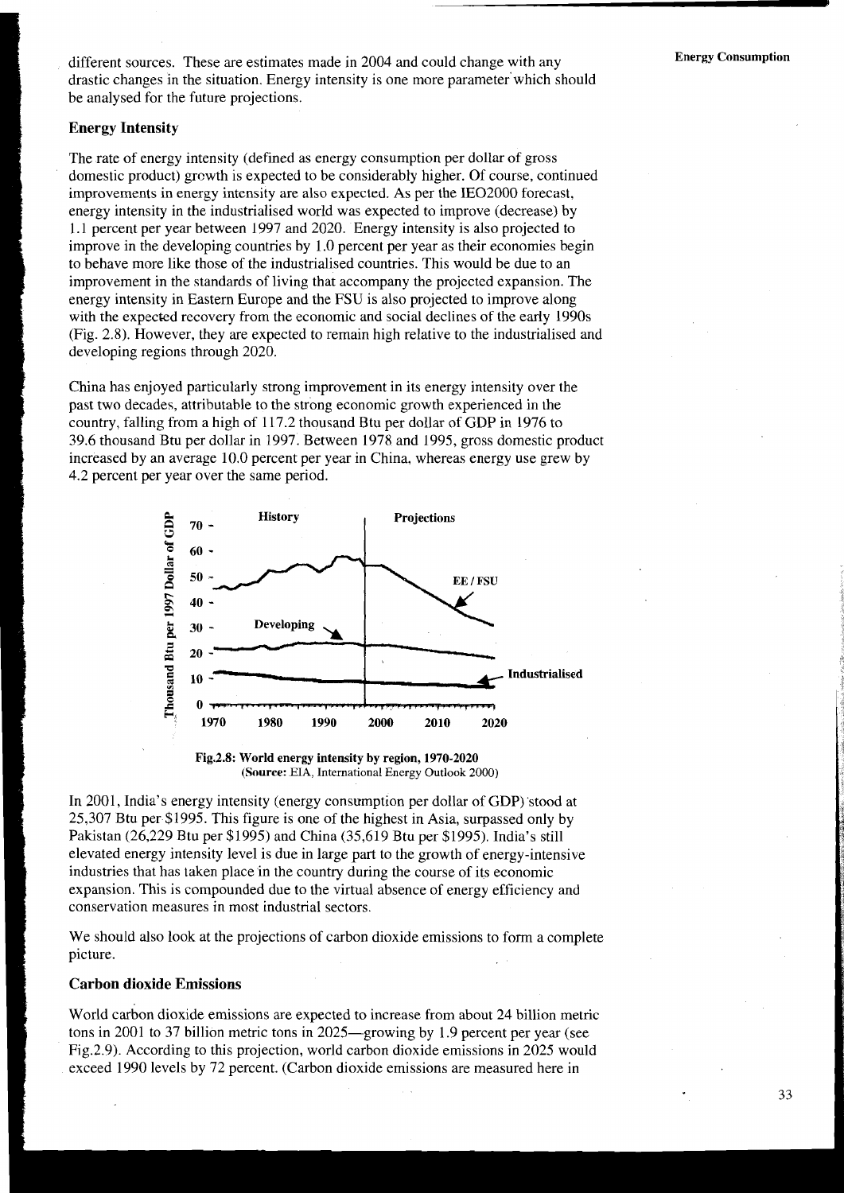different sources. These are estimates made in 2004 and could change with any drastic changes in the situation. Energy intensity is one more parameter which should be analysed for the future projections.

### Energy Intensity

The rate of energy intensity (defined as energy consumption per dollar of gross domestic product) growth is expected to be considerably higher. Of course, continued improvements in energy intensity are also expected. As per the IEO2000 forecast, energy intensity in the industrialised world was expected to improve (decrease) by 1.1 percent per year between 1997 and 2020. Energy intensity is also projected to improve in the developing countries by 1.0 percent per year as their economies begin to behave more like those of the industrialised countries. This would be due to an improvement in the standards of living that accompany the projected expansion. The energy intensity in Eastern Europe and the FSU is also projected to improve along with the expected recovery from the economic and social declines of the early 1990s (Fig. 2.8). However, they are expected to remain high relative to the industrialised and developing regions through 2020.

China has enjoyed particularly strong improvement in its energy intensity over the past two decades, attributable to the strong economic growth experienced in the country, falling from a high of 117.2 thousand Btu per dollar of GDP in 1976 to 39.6 thousand Btu per dollar in 1997. Between 1978 and 1995, gross domestic product increased by an average 10.0 percent per year in China, whereas energy use grew by 4.2 percent per year over the same period.

**Fig.2.8: World energy intensity by region, 1970-2020**
(**Source:** EIA, International Energy Outlook 2000)

In 2001, India's energy intensity (energy consumption per dollar of GDP) stood at 25,307 Btu per $1995. This figure is one of the highest in Asia, surpassed only by Pakistan (26,229 Btu per $1995) and China (35,619 Btu per $1995). India's still elevated energy intensity level is due in large part to the growth of energy-intensive industries that has taken place in the country during the course of its economic expansion. This is compounded due to the virtual absence of energy efficiency and conservation measures in most industrial sectors.

We should also look at the projections of carbon dioxide emissions to form a complete picture.

### Carbon dioxide Emissions

World carbon dioxide emissions are expected to increase from about 24 billion metric tons in 2001 to 37 billion metric tons in 2025—growing by 1.9 percent per year (see Fig.2.9). According to this projection, world carbon dioxide emissions in 2025 would exceed 1990 levels by 72 percent. (Carbon dioxide emissions are measured here in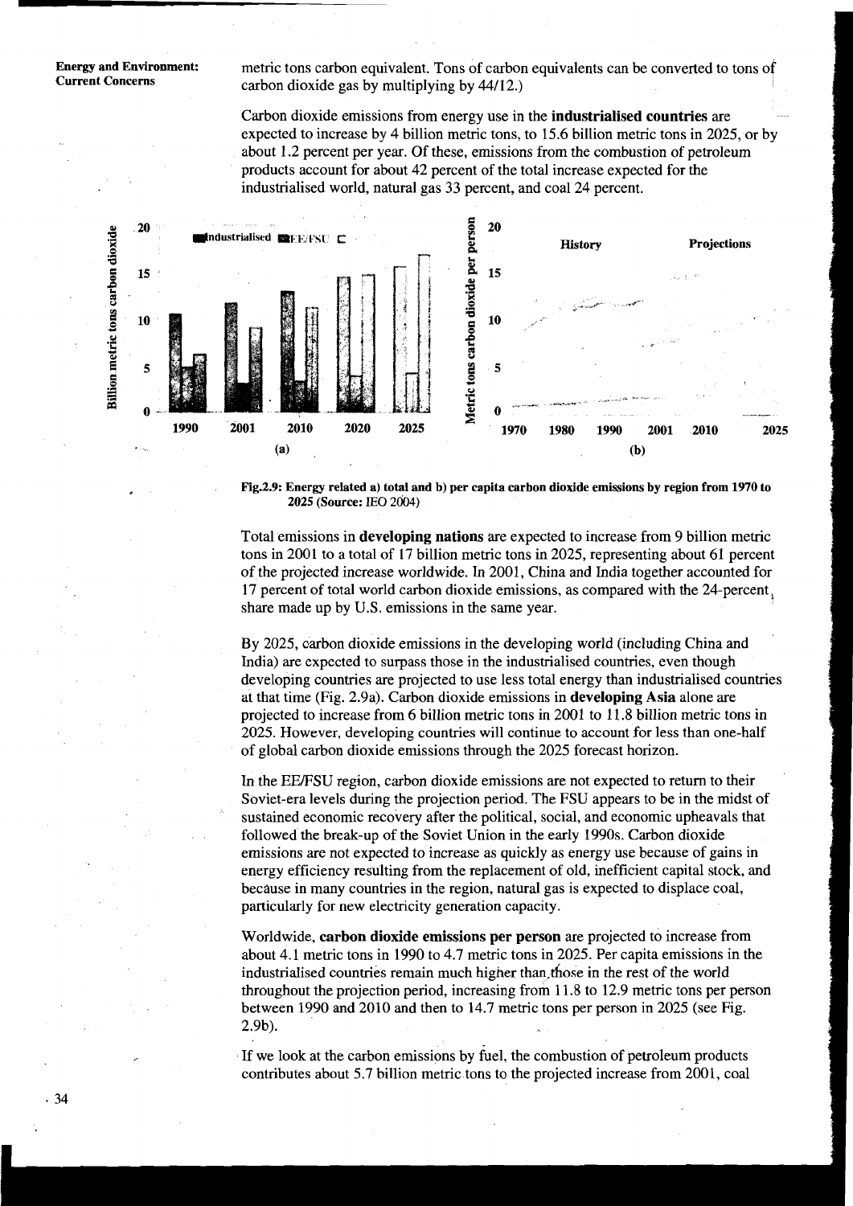metric tons carbon equivalent. Tons of carbon equivalents can be converted to tons of carbon dioxide gas by multiplying by 44/12.)

Carbon dioxide emissions from energy use in the **industrialised countries** are expected to increase by 4 billion metric tons, to 15.6 billion metric tons in 2025, or by about 1.2 percent per year. Of these, emissions from the combustion of petroleum products account for about 42 percent of the total increase expected for the industrialised world, natural gas 33 percent, and coal 24 percent.

**Fig.2.9: Energy related a) total and b) per capita carbon dioxide emissions by region from 1970 to 2025 (Source: IEO 2004)**

Total emissions in **developing nations** are expected to increase from 9 billion metric tons in 2001 to a total of 17 billion metric tons in 2025, representing about 61 percent of the projected increase worldwide. In 2001, China and India together accounted for 17 percent of total world carbon dioxide emissions, as compared with the 24-percent share made up by U.S. emissions in the same year.

By 2025, carbon dioxide emissions in the developing world (including China and India) are expected to surpass those in the industrialised countries, even though developing countries are projected to use less total energy than industrialised countries at that time (Fig. 2.9a). Carbon dioxide emissions in **developing Asia** alone are projected to increase from 6 billion metric tons in 2001 to 11.8 billion metric tons in 2025. However, developing countries will continue to account for less than one-half of global carbon dioxide emissions through the 2025 forecast horizon.

In the EE/FSU region, carbon dioxide emissions are not expected to return to their Soviet-era levels during the projection period. The FSU appears to be in the midst of sustained economic recovery after the political, social, and economic upheavals that followed the break-up of the Soviet Union in the early 1990s. Carbon dioxide emissions are not expected to increase as quickly as energy use because of gains in energy efficiency resulting from the replacement of old, inefficient capital stock, and because in many countries in the region, natural gas is expected to displace coal, particularly for new electricity generation capacity.

Worldwide, **carbon dioxide emissions per person** are projected to increase from about 4.1 metric tons in 1990 to 4.7 metric tons in 2025. Per capita emissions in the industrialised countries remain much higher than those in the rest of the world throughout the projection period, increasing from 11.8 to 12.9 metric tons per person between 1990 and 2010 and then to 14.7 metric tons per person in 2025 (see Fig. 2.9b).

If we look at the carbon emissions by fuel, the combustion of petroleum products contributes about 5.7 billion metric tons to the projected increase from 2001, coal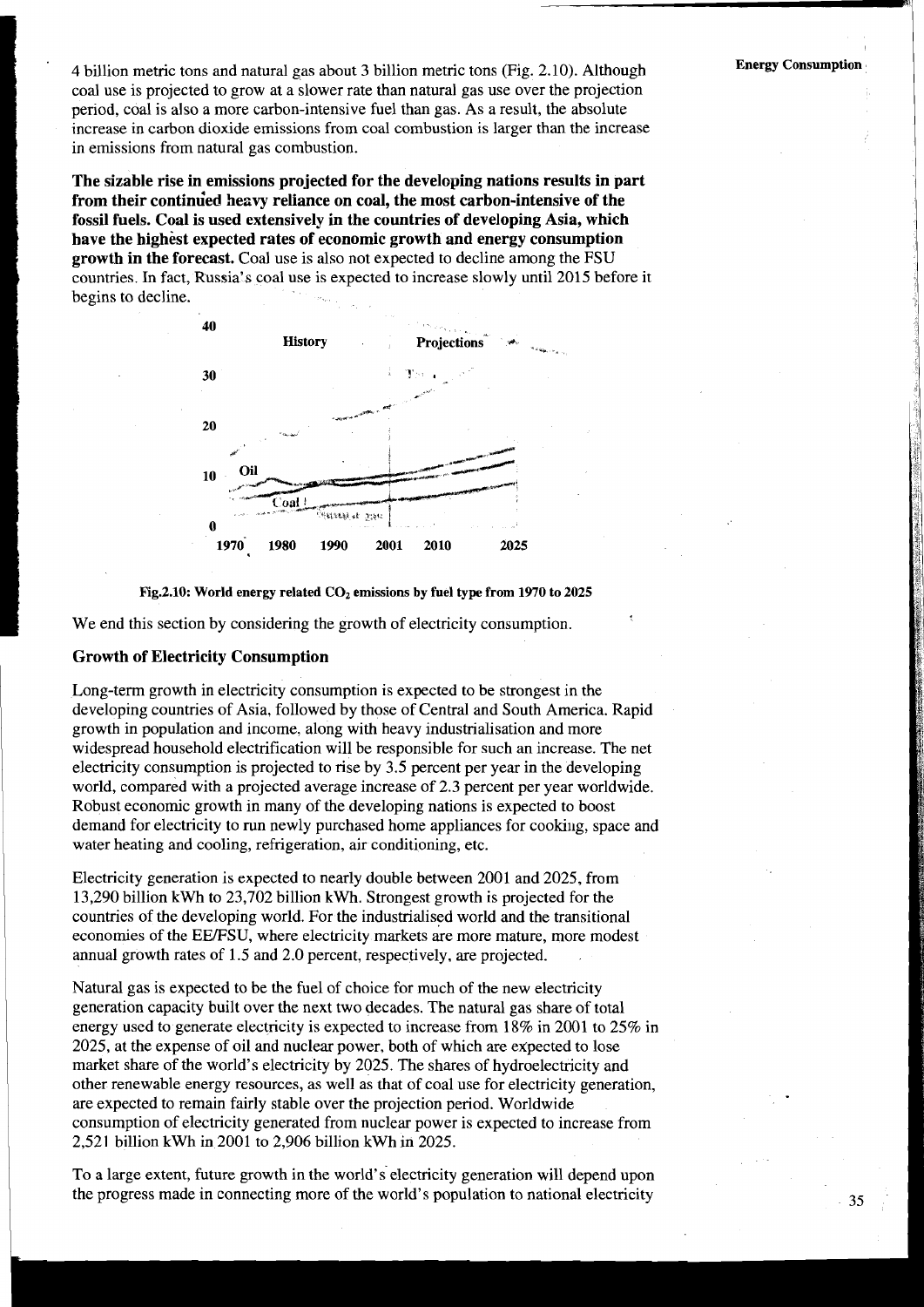4 billion metric tons and natural gas about 3 billion metric tons (Fig. 2.10). Although coal use is projected to grow at a slower rate than natural gas use over the projection period, coal is also a more carbon-intensive fuel than gas. As a result, the absolute increase in carbon dioxide emissions from coal combustion is larger than the increase in emissions from natural gas combustion.

**The sizable rise in emissions projected for the developing nations results in part from their continued heavy reliance on coal, the most carbon-intensive of the fossil fuels. Coal is used extensively in the countries of developing Asia, which have the highest expected rates of economic growth and energy consumption growth in the forecast.** Coal use is also not expected to decline among the FSU countries. In fact, Russia's coal use is expected to increase slowly until 2015 before it begins to decline.

**Fig.2.10: World energy related $CO_2$ emissions by fuel type from 1970 to 2025**

We end this section by considering the growth of electricity consumption.

### Growth of Electricity Consumption

Long-term growth in electricity consumption is expected to be strongest in the developing countries of Asia, followed by those of Central and South America. Rapid growth in population and income, along with heavy industrialisation and more widespread household electrification will be responsible for such an increase. The net electricity consumption is projected to rise by 3.5 percent per year in the developing world, compared with a projected average increase of 2.3 percent per year worldwide. Robust economic growth in many of the developing nations is expected to boost demand for electricity to run newly purchased home appliances for cooking, space and water heating and cooling, refrigeration, air conditioning, etc.

Electricity generation is expected to nearly double between 2001 and 2025, from 13,290 billion kWh to 23,702 billion kWh. Strongest growth is projected for the countries of the developing world. For the industrialised world and the transitional economies of the EE/FSU, where electricity markets are more mature, more modest annual growth rates of 1.5 and 2.0 percent, respectively, are projected.

Natural gas is expected to be the fuel of choice for much of the new electricity generation capacity built over the next two decades. The natural gas share of total energy used to generate electricity is expected to increase from 18% in 2001 to 25% in 2025, at the expense of oil and nuclear power, both of which are expected to lose market share of the world's electricity by 2025. The shares of hydroelectricity and other renewable energy resources, as well as that of coal use for electricity generation, are expected to remain fairly stable over the projection period. Worldwide consumption of electricity generated from nuclear power is expected to increase from 2,521 billion kWh in 2001 to 2,906 billion kWh in 2025.

To a large extent, future growth in the world's electricity generation will depend upon the progress made in connecting more of the world's population to national electricity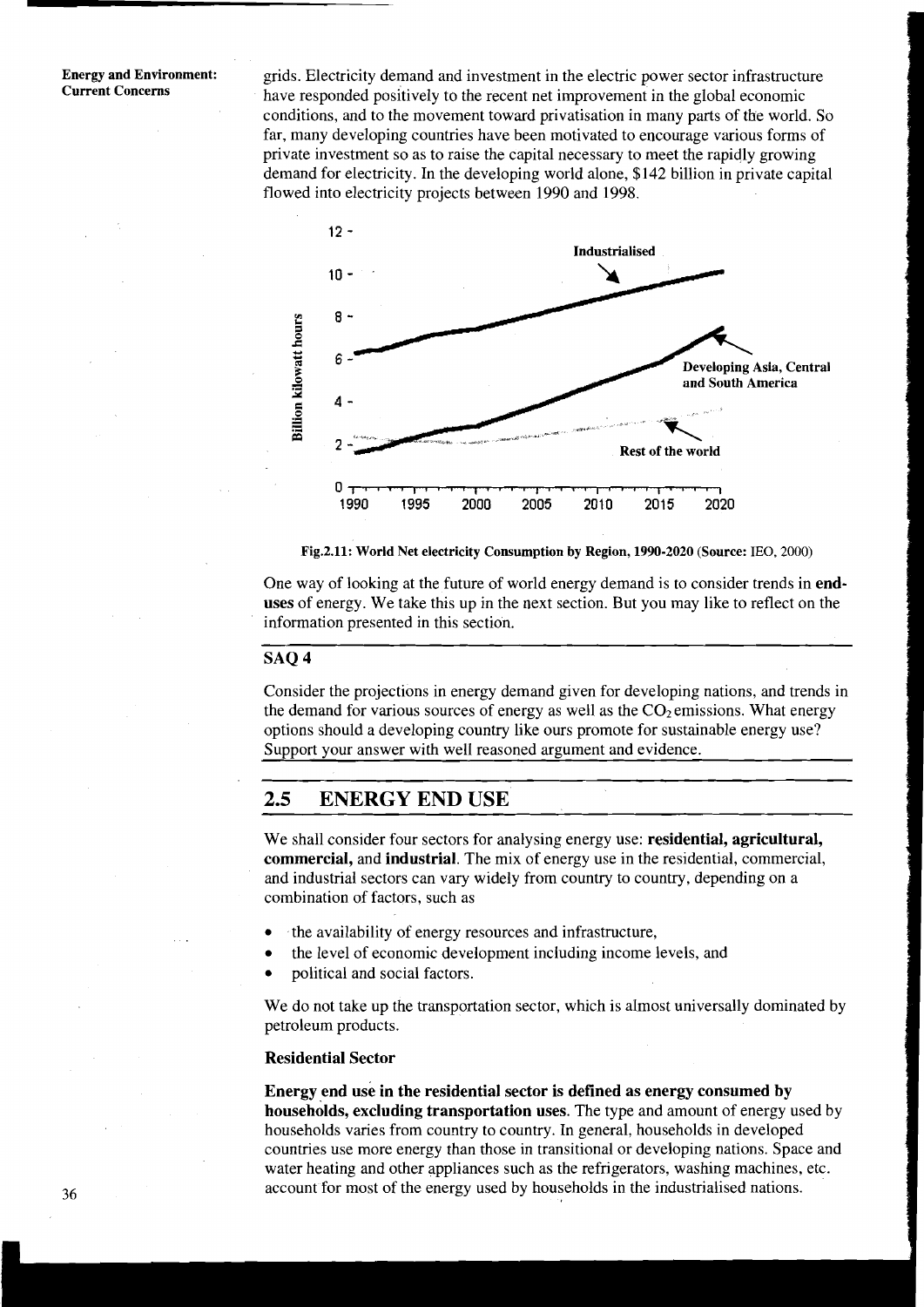grids. Electricity demand and investment in the electric power sector infrastructure have responded positively to the recent net improvement in the global economic conditions, and to the movement toward privatisation in many parts of the world. So far, many developing countries have been motivated to encourage various forms of private investment so as to raise the capital necessary to meet the rapidly growing demand for electricity. In the developing world alone, \$142 billion in private capital flowed into electricity projects between 1990 and 1998.

**Fig.2.11: World Net electricity Consumption by Region, 1990-2020 (Source:** IEO, 2000)

One way of looking at the future of world energy demand is to consider trends in **end-uses** of energy. We take this up in the next section. But you may like to reflect on the information presented in this section.

### SAQ 4

Consider the projections in energy demand given for developing nations, and trends in the demand for various sources of energy as well as the $CO_2$ emissions. What energy options should a developing country like ours promote for sustainable energy use? Support your answer with well reasoned argument and evidence.

## 2.5 ENERGY END USE

We shall consider four sectors for analysing energy use: **residential, agricultural, commercial,** and **industrial**. The mix of energy use in the residential, commercial, and industrial sectors can vary widely from country to country, depending on a combination of factors, such as

- the availability of energy resources and infrastructure,
- the level of economic development including income levels, and
- political and social factors.

We do not take up the transportation sector, which is almost universally dominated by petroleum products.

### Residential Sector

**Energy end use in the residential sector is defined as energy consumed by households, excluding transportation uses.** The type and amount of energy used by households varies from country to country. In general, households in developed countries use more energy than those in transitional or developing nations. Space and water heating and other appliances such as the refrigerators, washing machines, etc. account for most of the energy used by households in the industrialised nations.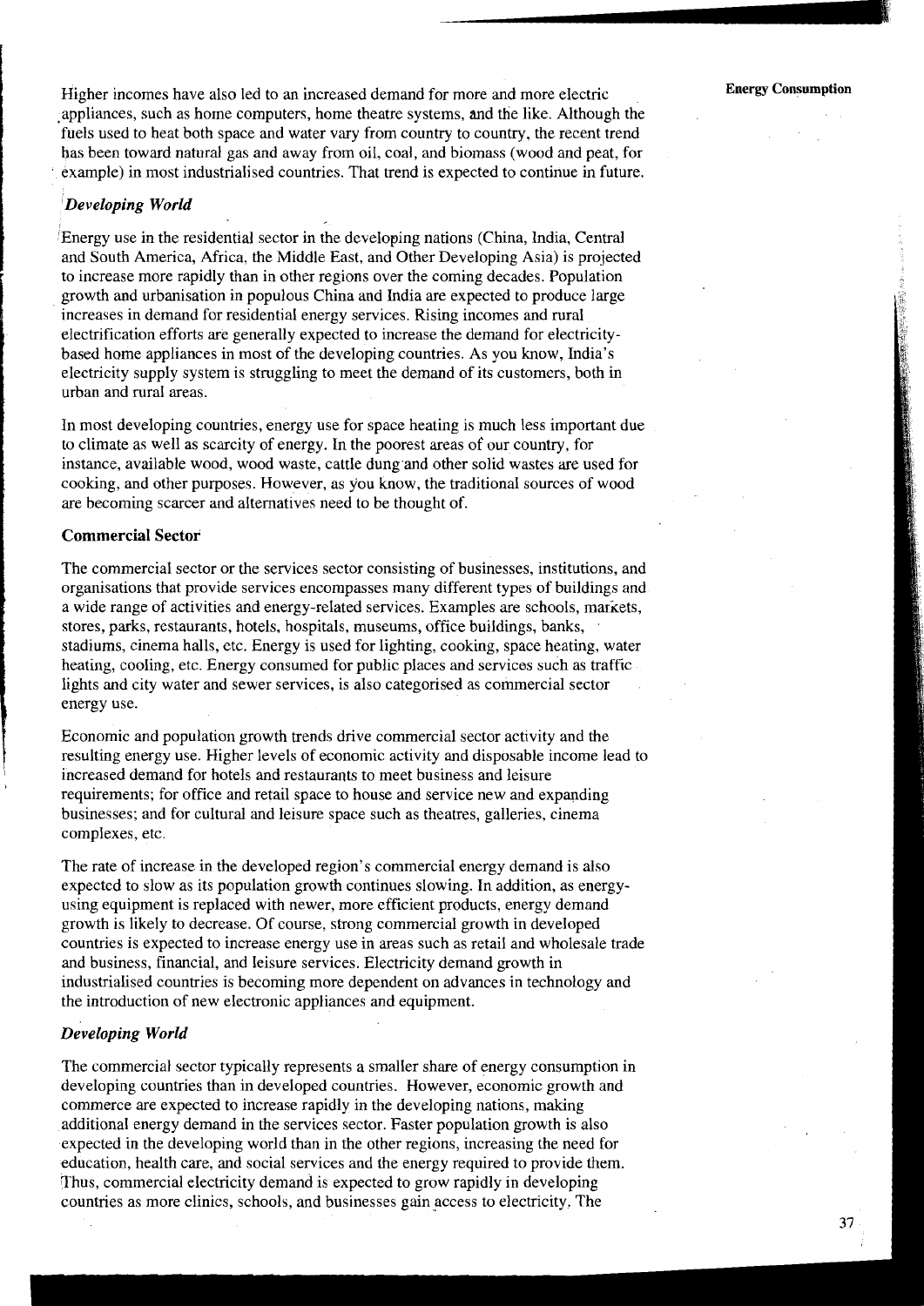Higher incomes have also led to an increased demand for more and more electric appliances, such as home computers, home theatre systems, and the like. Although the fuels used to heat both space and water vary from country to country, the recent trend has been toward natural gas and away from oil, coal, and biomass (wood and peat, for example) in most industrialised countries. That trend is expected to continue in future.

### *Developing World*

Energy use in the residential sector in the developing nations (China, India, Central and South America, Africa, the Middle East, and Other Developing Asia) is projected to increase more rapidly than in other regions over the coming decades. Population growth and urbanisation in populous China and India are expected to produce large increases in demand for residential energy services. Rising incomes and rural electrification efforts are generally expected to increase the demand for electricity-based home appliances in most of the developing countries. As you know, India's electricity supply system is struggling to meet the demand of its customers, both in urban and rural areas.

In most developing countries, energy use for space heating is much less important due to climate as well as scarcity of energy. In the poorest areas of our country, for instance, available wood, wood waste, cattle dung and other solid wastes are used for cooking, and other purposes. However, as you know, the traditional sources of wood are becoming scarcer and alternatives need to be thought of.

## Commercial Sector

The commercial sector or the services sector consisting of businesses, institutions, and organisations that provide services encompasses many different types of buildings and a wide range of activities and energy-related services. Examples are schools, markets, stores, parks, restaurants, hotels, hospitals, museums, office buildings, banks, stadiums, cinema halls, etc. Energy is used for lighting, cooking, space heating, water heating, cooling, etc. Energy consumed for public places and services such as traffic lights and city water and sewer services, is also categorised as commercial sector energy use.

Economic and population growth trends drive commercial sector activity and the resulting energy use. Higher levels of economic activity and disposable income lead to increased demand for hotels and restaurants to meet business and leisure requirements; for office and retail space to house and service new and expanding businesses; and for cultural and leisure space such as theatres, galleries, cinema complexes, etc.

The rate of increase in the developed region's commercial energy demand is also expected to slow as its population growth continues slowing. In addition, as energy-using equipment is replaced with newer, more efficient products, energy demand growth is likely to decrease. Of course, strong commercial growth in developed countries is expected to increase energy use in areas such as retail and wholesale trade and business, financial, and leisure services. Electricity demand growth in industrialised countries is becoming more dependent on advances in technology and the introduction of new electronic appliances and equipment.

### *Developing World*

The commercial sector typically represents a smaller share of energy consumption in developing countries than in developed countries. However, economic growth and commerce are expected to increase rapidly in the developing nations, making additional energy demand in the services sector. Faster population growth is also expected in the developing world than in the other regions, increasing the need for education, health care, and social services and the energy required to provide them. Thus, commercial electricity demand is expected to grow rapidly in developing countries as more clinics, schools, and businesses gain access to electricity. The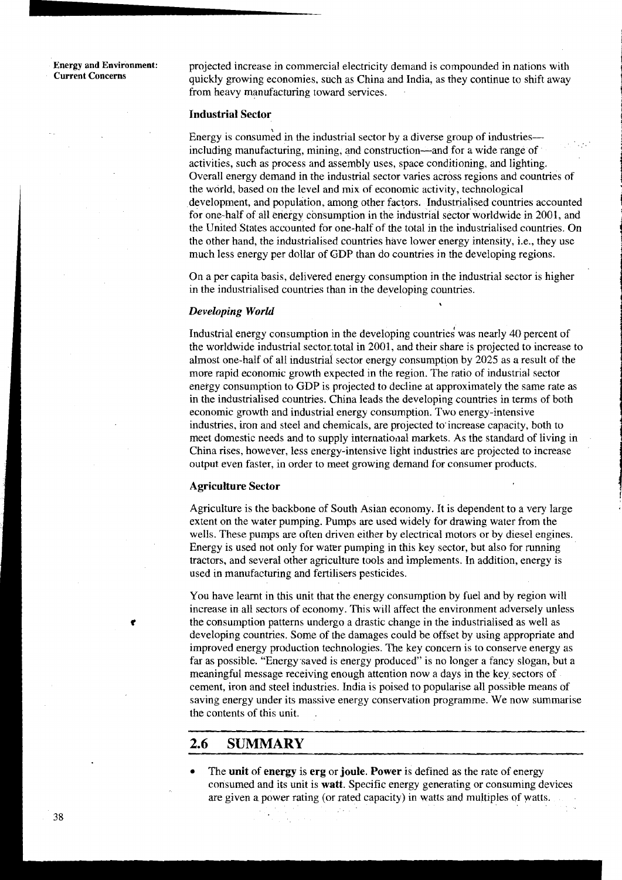projected increase in commercial electricity demand is compounded in nations with quickly growing economies, such as China and India, as they continue to shift away from heavy manufacturing toward services.

### Industrial Sector

Energy is consumed in the industrial sector by a diverse group of industries—including manufacturing, mining, and construction—and for a wide range of activities, such as process and assembly uses, space conditioning, and lighting. Overall energy demand in the industrial sector varies across regions and countries of the world, based on the level and mix of economic activity, technological development, and population, among other factors. Industrialised countries accounted for one-half of all energy consumption in the industrial sector worldwide in 2001, and the United States accounted for one-half of the total in the industrialised countries. On the other hand, the industrialised countries have lower energy intensity, i.e., they use much less energy per dollar of GDP than do countries in the developing regions.

On a per capita basis, delivered energy consumption in the industrial sector is higher in the industrialised countries than in the developing countries.

#### *Developing World*

Industrial energy consumption in the developing countries was nearly 40 percent of the worldwide industrial sector total in 2001, and their share is projected to increase to almost one-half of all industrial sector energy consumption by 2025 as a result of the more rapid economic growth expected in the region. The ratio of industrial sector energy consumption to GDP is projected to decline at approximately the same rate as in the industrialised countries. China leads the developing countries in terms of both economic growth and industrial energy consumption. Two energy-intensive industries, iron and steel and chemicals, are projected to increase capacity, both to meet domestic needs and to supply international markets. As the standard of living in China rises, however, less energy-intensive light industries are projected to increase output even faster, in order to meet growing demand for consumer products.

### Agriculture Sector

Agriculture is the backbone of South Asian economy. It is dependent to a very large extent on the water pumping. Pumps are used widely for drawing water from the wells. These pumps are often driven either by electrical motors or by diesel engines. Energy is used not only for water pumping in this key sector, but also for running tractors, and several other agriculture tools and implements. In addition, energy is used in manufacturing and fertilisers pesticides.

You have learnt in this unit that the energy consumption by fuel and by region will increase in all sectors of economy. This will affect the environment adversely unless the consumption patterns undergo a drastic change in the industrialised as well as developing countries. Some of the damages could be offset by using appropriate and improved energy production technologies. The key concern is to conserve energy as far as possible. "Energy saved is energy produced" is no longer a fancy slogan, but a meaningful message receiving enough attention now a days in the key sectors of cement, iron and steel industries. India is poised to popularise all possible means of saving energy under its massive energy conservation programme. We now summarise the contents of this unit.

## 2.6 SUMMARY

- The **unit of energy** is **erg** or **joule. Power** is defined as the rate of energy consumed and its unit is **watt**. Specific energy generating or consuming devices are given a power rating (or rated capacity) in watts and multiples of watts.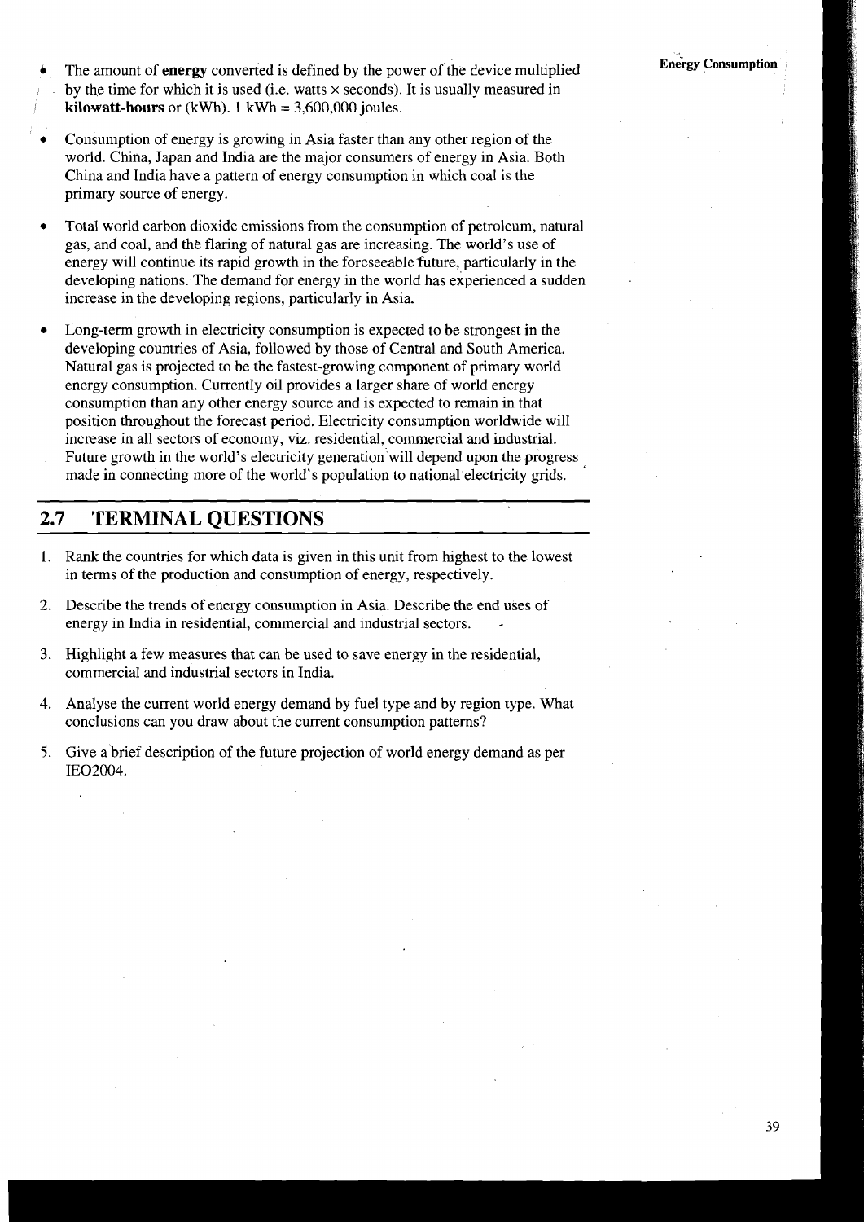- The amount of **energy** converted is defined by the power of the device multiplied by the time for which it is used (i.e. watts × seconds). It is usually measured in **kilowatt-hours** or (kWh). 1 kWh = 3,600,000 joules.

- Consumption of energy is growing in Asia faster than any other region of the world. China, Japan and India are the major consumers of energy in Asia. Both China and India have a pattern of energy consumption in which coal is the primary source of energy.

- Total world carbon dioxide emissions from the consumption of petroleum, natural gas, and coal, and the flaring of natural gas are increasing. The world's use of energy will continue its rapid growth in the foreseeable future, particularly in the developing nations. The demand for energy in the world has experienced a sudden increase in the developing regions, particularly in Asia.

- Long-term growth in electricity consumption is expected to be strongest in the developing countries of Asia, followed by those of Central and South America. Natural gas is projected to be the fastest-growing component of primary world energy consumption. Currently oil provides a larger share of world energy consumption than any other energy source and is expected to remain in that position throughout the forecast period. Electricity consumption worldwide will increase in all sectors of economy, viz. residential, commercial and industrial. Future growth in the world's electricity generation will depend upon the progress made in connecting more of the world's population to national electricity grids.

## 2.7 TERMINAL QUESTIONS

1. Rank the countries for which data is given in this unit from highest to the lowest in terms of the production and consumption of energy, respectively.

2. Describe the trends of energy consumption in Asia. Describe the end uses of energy in India in residential, commercial and industrial sectors.

3. Highlight a few measures that can be used to save energy in the residential, commercial and industrial sectors in India.

4. Analyse the current world energy demand by fuel type and by region type. What conclusions can you draw about the current consumption patterns?

5. Give a brief description of the future projection of world energy demand as per IEO2004.